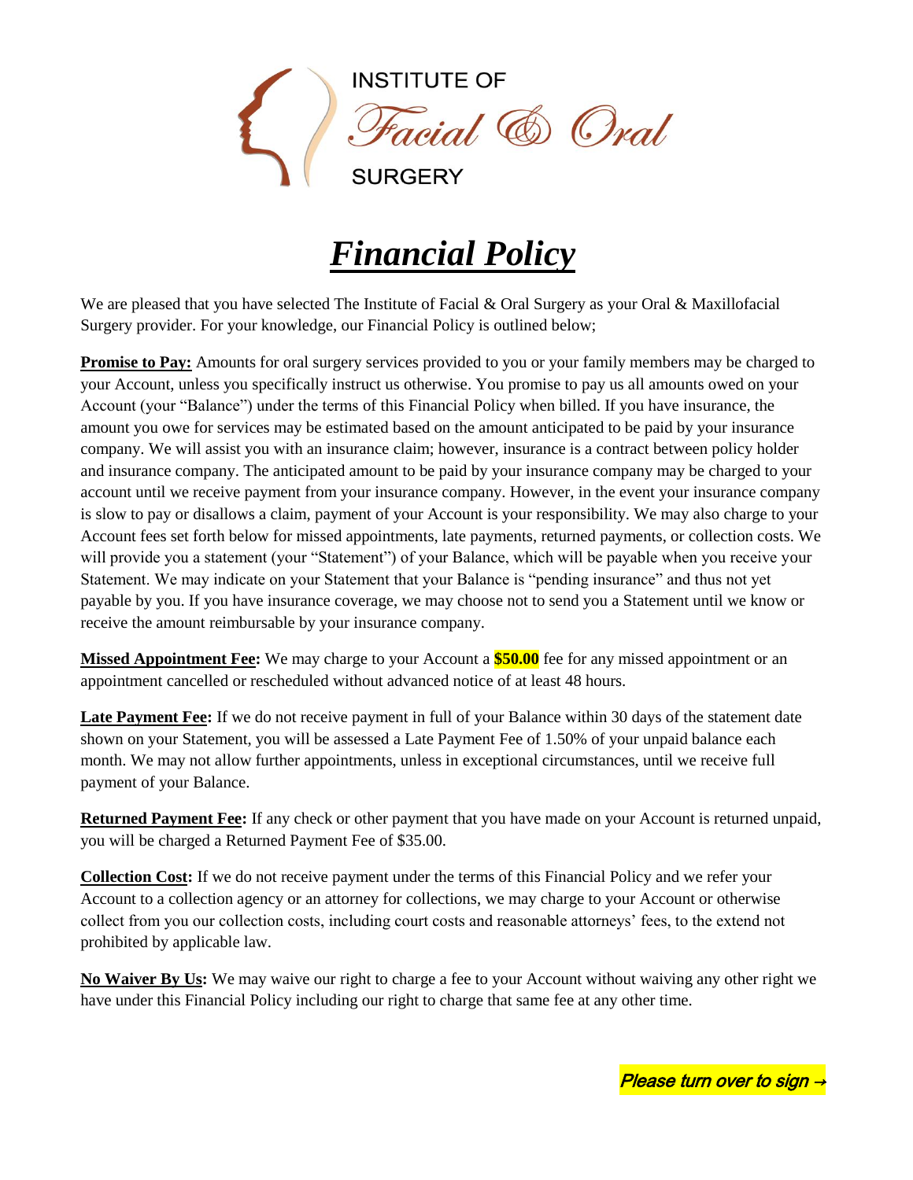INSTITUTE OF

*Facial & Oral*

SURGERY

# ***Financial Policy***

We are pleased that you have selected The Institute of Facial & Oral Surgery as your Oral & Maxillofacial Surgery provider. For your knowledge, our Financial Policy is outlined below;

**Promise to Pay:** Amounts for oral surgery services provided to you or your family members may be charged to your Account, unless you specifically instruct us otherwise. You promise to pay us all amounts owed on your Account (your "Balance") under the terms of this Financial Policy when billed. If you have insurance, the amount you owe for services may be estimated based on the amount anticipated to be paid by your insurance company. We will assist you with an insurance claim; however, insurance is a contract between policy holder and insurance company. The anticipated amount to be paid by your insurance company may be charged to your account until we receive payment from your insurance company. However, in the event your insurance company is slow to pay or disallows a claim, payment of your Account is your responsibility. We may also charge to your Account fees set forth below for missed appointments, late payments, returned payments, or collection costs. We will provide you a statement (your "Statement") of your Balance, which will be payable when you receive your Statement. We may indicate on your Statement that your Balance is "pending insurance" and thus not yet payable by you. If you have insurance coverage, we may choose not to send you a Statement until we know or receive the amount reimbursable by your insurance company.

**Missed Appointment Fee:** We may charge to your Account a **$50.00** fee for any missed appointment or an appointment cancelled or rescheduled without advanced notice of at least 48 hours.

**Late Payment Fee:** If we do not receive payment in full of your Balance within 30 days of the statement date shown on your Statement, you will be assessed a Late Payment Fee of 1.50% of your unpaid balance each month. We may not allow further appointments, unless in exceptional circumstances, until we receive full payment of your Balance.

**Returned Payment Fee:** If any check or other payment that you have made on your Account is returned unpaid, you will be charged a Returned Payment Fee of $35.00.

**Collection Cost:** If we do not receive payment under the terms of this Financial Policy and we refer your Account to a collection agency or an attorney for collections, we may charge to your Account or otherwise collect from you our collection costs, including court costs and reasonable attorneys' fees, to the extend not prohibited by applicable law.

**No Waiver By Us:** We may waive our right to charge a fee to your Account without waiving any other right we have under this Financial Policy including our right to charge that same fee at any other time.

***Please turn over to sign →***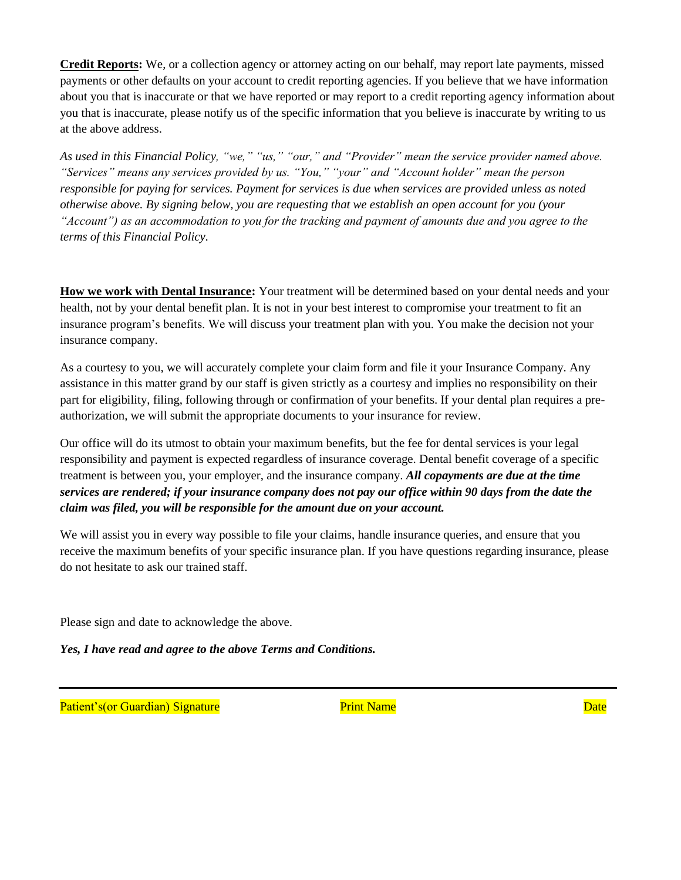**Credit Reports:** We, or a collection agency or attorney acting on our behalf, may report late payments, missed payments or other defaults on your account to credit reporting agencies. If you believe that we have information about you that is inaccurate or that we have reported or may report to a credit reporting agency information about you that is inaccurate, please notify us of the specific information that you believe is inaccurate by writing to us at the above address.

*As used in this Financial Policy, "we," "us," "our," and "Provider" mean the service provider named above. "Services" means any services provided by us. "You," "your" and "Account holder" mean the person responsible for paying for services. Payment for services is due when services are provided unless as noted otherwise above. By signing below, you are requesting that we establish an open account for you (your "Account") as an accommodation to you for the tracking and payment of amounts due and you agree to the terms of this Financial Policy.*

**How we work with Dental Insurance:** Your treatment will be determined based on your dental needs and your health, not by your dental benefit plan. It is not in your best interest to compromise your treatment to fit an insurance program's benefits. We will discuss your treatment plan with you. You make the decision not your insurance company.

As a courtesy to you, we will accurately complete your claim form and file it your Insurance Company. Any assistance in this matter grand by our staff is given strictly as a courtesy and implies no responsibility on their part for eligibility, filing, following through or confirmation of your benefits. If your dental plan requires a pre-authorization, we will submit the appropriate documents to your insurance for review.

Our office will do its utmost to obtain your maximum benefits, but the fee for dental services is your legal responsibility and payment is expected regardless of insurance coverage. Dental benefit coverage of a specific treatment is between you, your employer, and the insurance company. ***All copayments are due at the time services are rendered; if your insurance company does not pay our office within 90 days from the date the claim was filed, you will be responsible for the amount due on your account.***

We will assist you in every way possible to file your claims, handle insurance queries, and ensure that you receive the maximum benefits of your specific insurance plan. If you have questions regarding insurance, please do not hesitate to ask our trained staff.

Please sign and date to acknowledge the above.

***Yes, I have read and agree to the above Terms and Conditions.***

---

Patient's(or Guardian) Signature Print Name Date